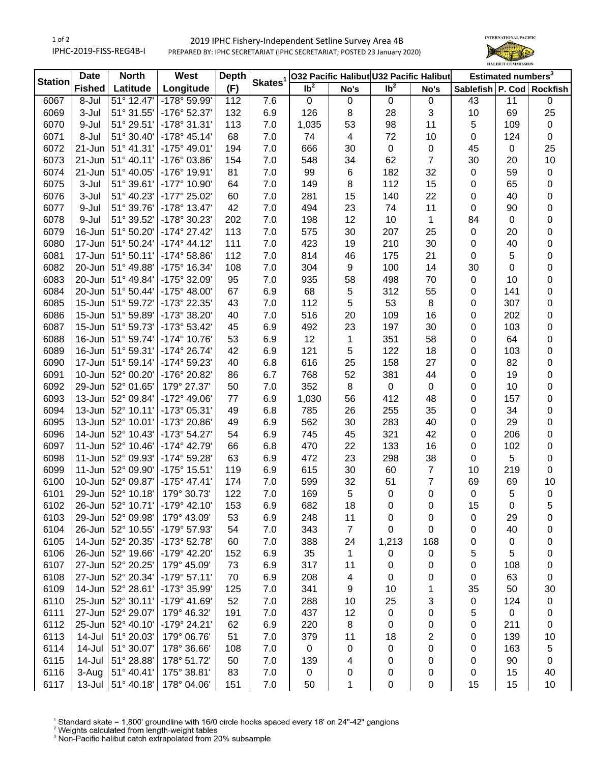2019 IPHC Fishery-Independent Setline Survey Area 4B

PREPARED BY: IPHC SECRETARIAT (IPHC SECRETARIAT; POSTED 23 January 2020)

| Station | Date | North | West | Depth | Skates[1] | O32 Pacific Halibut | | U32 Pacific Halibut | | Estimated numbers[3] | | |
|---|---|---|---|---|---|---|---|---|---|---|---|---|
| | Fished | Latitude | Longitude | (F) | | lb[2] | No's | lb[2] | No's | Sablefish | P. Cod | Rockfish |
| 6067 | 8-Jul | 51° 12.47' | -178° 59.99' | 112 | 7.6 | 0 | 0 | 0 | 0 | 43 | 11 | 0 |
| 6069 | 3-Jul | 51° 31.55' | -176° 52.37' | 132 | 6.9 | 126 | 8 | 28 | 3 | 10 | 69 | 25 |
| 6070 | 9-Jul | 51° 29.51' | -178° 31.31' | 113 | 7.0 | 1,035 | 53 | 98 | 11 | 5 | 109 | 0 |
| 6071 | 8-Jul | 51° 30.40' | -178° 45.14' | 68 | 7.0 | 74 | 4 | 72 | 10 | 0 | 124 | 0 |
| 6072 | 21-Jun | 51° 41.31' | -175° 49.01' | 194 | 7.0 | 666 | 30 | 0 | 0 | 45 | 0 | 25 |
| 6073 | 21-Jun | 51° 40.11' | -176° 03.86' | 154 | 7.0 | 548 | 34 | 62 | 7 | 30 | 20 | 10 |
| 6074 | 21-Jun | 51° 40.05' | -176° 19.91' | 81 | 7.0 | 99 | 6 | 182 | 32 | 0 | 59 | 0 |
| 6075 | 3-Jul | 51° 39.61' | -177° 10.90' | 64 | 7.0 | 149 | 8 | 112 | 15 | 0 | 65 | 0 |
| 6076 | 3-Jul | 51° 40.23' | -177° 25.02' | 60 | 7.0 | 281 | 15 | 140 | 22 | 0 | 40 | 0 |
| 6077 | 9-Jul | 51° 39.76' | -178° 13.47' | 42 | 7.0 | 494 | 23 | 74 | 11 | 0 | 90 | 0 |
| 6078 | 9-Jul | 51° 39.52' | -178° 30.23' | 202 | 7.0 | 198 | 12 | 10 | 1 | 84 | 0 | 0 |
| 6079 | 16-Jun | 51° 50.20' | -174° 27.42' | 113 | 7.0 | 575 | 30 | 207 | 25 | 0 | 20 | 0 |
| 6080 | 17-Jun | 51° 50.24' | -174° 44.12' | 111 | 7.0 | 423 | 19 | 210 | 30 | 0 | 40 | 0 |
| 6081 | 17-Jun | 51° 50.11' | -174° 58.86' | 112 | 7.0 | 814 | 46 | 175 | 21 | 0 | 5 | 0 |
| 6082 | 20-Jun | 51° 49.88' | -175° 16.34' | 108 | 7.0 | 304 | 9 | 100 | 14 | 30 | 0 | 0 |
| 6083 | 20-Jun | 51° 49.84' | -175° 32.09' | 95 | 7.0 | 935 | 58 | 498 | 70 | 0 | 10 | 0 |
| 6084 | 20-Jun | 51° 50.44' | -175° 48.00' | 67 | 6.9 | 68 | 5 | 312 | 55 | 0 | 141 | 0 |
| 6085 | 15-Jun | 51° 59.72' | -173° 22.35' | 43 | 7.0 | 112 | 5 | 53 | 8 | 0 | 307 | 0 |
| 6086 | 15-Jun | 51° 59.89' | -173° 38.20' | 40 | 7.0 | 516 | 20 | 109 | 16 | 0 | 202 | 0 |
| 6087 | 15-Jun | 51° 59.73' | -173° 53.42' | 45 | 6.9 | 492 | 23 | 197 | 30 | 0 | 103 | 0 |
| 6088 | 16-Jun | 51° 59.74' | -174° 10.76' | 53 | 6.9 | 12 | 1 | 351 | 58 | 0 | 64 | 0 |
| 6089 | 16-Jun | 51° 59.31' | -174° 26.74' | 42 | 6.9 | 121 | 5 | 122 | 18 | 0 | 103 | 0 |
| 6090 | 17-Jun | 51° 59.14' | -174° 59.23' | 40 | 6.8 | 616 | 25 | 158 | 27 | 0 | 82 | 0 |
| 6091 | 10-Jun | 52° 00.20' | -176° 20.82' | 86 | 6.7 | 768 | 52 | 381 | 44 | 0 | 19 | 0 |
| 6092 | 29-Jun | 52° 01.65' | 179° 27.37' | 50 | 7.0 | 352 | 8 | 0 | 0 | 0 | 10 | 0 |
| 6093 | 13-Jun | 52° 09.84' | -172° 49.06' | 77 | 6.9 | 1,030 | 56 | 412 | 48 | 0 | 157 | 0 |
| 6094 | 13-Jun | 52° 10.11' | -173° 05.31' | 49 | 6.8 | 785 | 26 | 255 | 35 | 0 | 34 | 0 |
| 6095 | 13-Jun | 52° 10.01' | -173° 20.86' | 49 | 6.9 | 562 | 30 | 283 | 40 | 0 | 29 | 0 |
| 6096 | 14-Jun | 52° 10.43' | -173° 54.27' | 54 | 6.9 | 745 | 45 | 321 | 42 | 0 | 206 | 0 |
| 6097 | 11-Jun | 52° 10.46' | -174° 42.79' | 66 | 6.8 | 470 | 22 | 133 | 16 | 0 | 102 | 0 |
| 6098 | 11-Jun | 52° 09.93' | -174° 59.28' | 63 | 6.9 | 472 | 23 | 298 | 38 | 0 | 5 | 0 |
| 6099 | 11-Jun | 52° 09.90' | -175° 15.51' | 119 | 6.9 | 615 | 30 | 60 | 7 | 10 | 219 | 0 |
| 6100 | 10-Jun | 52° 09.87' | -175° 47.41' | 174 | 7.0 | 599 | 32 | 51 | 7 | 69 | 69 | 10 |
| 6101 | 29-Jun | 52° 10.18' | 179° 30.73' | 122 | 7.0 | 169 | 5 | 0 | 0 | 0 | 5 | 0 |
| 6102 | 26-Jun | 52° 10.71' | -179° 42.10' | 153 | 6.9 | 682 | 18 | 0 | 0 | 15 | 0 | 5 |
| 6103 | 29-Jun | 52° 09.98' | 179° 43.09' | 53 | 6.9 | 248 | 11 | 0 | 0 | 0 | 29 | 0 |
| 6104 | 26-Jun | 52° 10.55' | -179° 57.93' | 54 | 7.0 | 343 | 7 | 0 | 0 | 0 | 40 | 0 |
| 6105 | 14-Jun | 52° 20.35' | -173° 52.78' | 60 | 7.0 | 388 | 24 | 1,213 | 168 | 0 | 0 | 0 |
| 6106 | 26-Jun | 52° 19.66' | -179° 42.20' | 152 | 6.9 | 35 | 1 | 0 | 0 | 5 | 5 | 0 |
| 6107 | 27-Jun | 52° 20.25' | 179° 45.09' | 73 | 6.9 | 317 | 11 | 0 | 0 | 0 | 108 | 0 |
| 6108 | 27-Jun | 52° 20.34' | -179° 57.11' | 70 | 6.9 | 208 | 4 | 0 | 0 | 0 | 63 | 0 |
| 6109 | 14-Jun | 52° 28.61' | -173° 35.99' | 125 | 7.0 | 341 | 9 | 10 | 1 | 35 | 50 | 30 |
| 6110 | 25-Jun | 52° 30.11' | -179° 41.69' | 52 | 7.0 | 288 | 10 | 25 | 3 | 0 | 124 | 0 |
| 6111 | 27-Jun | 52° 29.07' | 179° 46.32' | 191 | 7.0 | 437 | 12 | 0 | 0 | 5 | 0 | 0 |
| 6112 | 25-Jun | 52° 40.10' | -179° 24.21' | 62 | 6.9 | 220 | 8 | 0 | 0 | 0 | 211 | 0 |
| 6113 | 14-Jul | 51° 20.03' | 179° 06.76' | 51 | 7.0 | 379 | 11 | 18 | 2 | 0 | 139 | 10 |
| 6114 | 14-Jul | 51° 30.07' | 178° 36.66' | 108 | 7.0 | 0 | 0 | 0 | 0 | 0 | 163 | 5 |
| 6115 | 14-Jul | 51° 28.88' | 178° 51.72' | 50 | 7.0 | 139 | 4 | 0 | 0 | 0 | 90 | 0 |
| 6116 | 3-Aug | 51° 40.41' | 175° 38.81' | 83 | 7.0 | 0 | 0 | 0 | 0 | 0 | 15 | 40 |
| 6117 | 13-Jul | 51° 40.18' | 178° 04.06' | 151 | 7.0 | 50 | 1 | 0 | 0 | 15 | 15 | 10 |

[1] Standard skate = 1,800' groundline with 16/0 circle hooks spaced every 18' on 24"-42" gangions

[2] Weights calculated from length-weight tables

[3] Non-Pacific halibut catch extrapolated from 20% subsample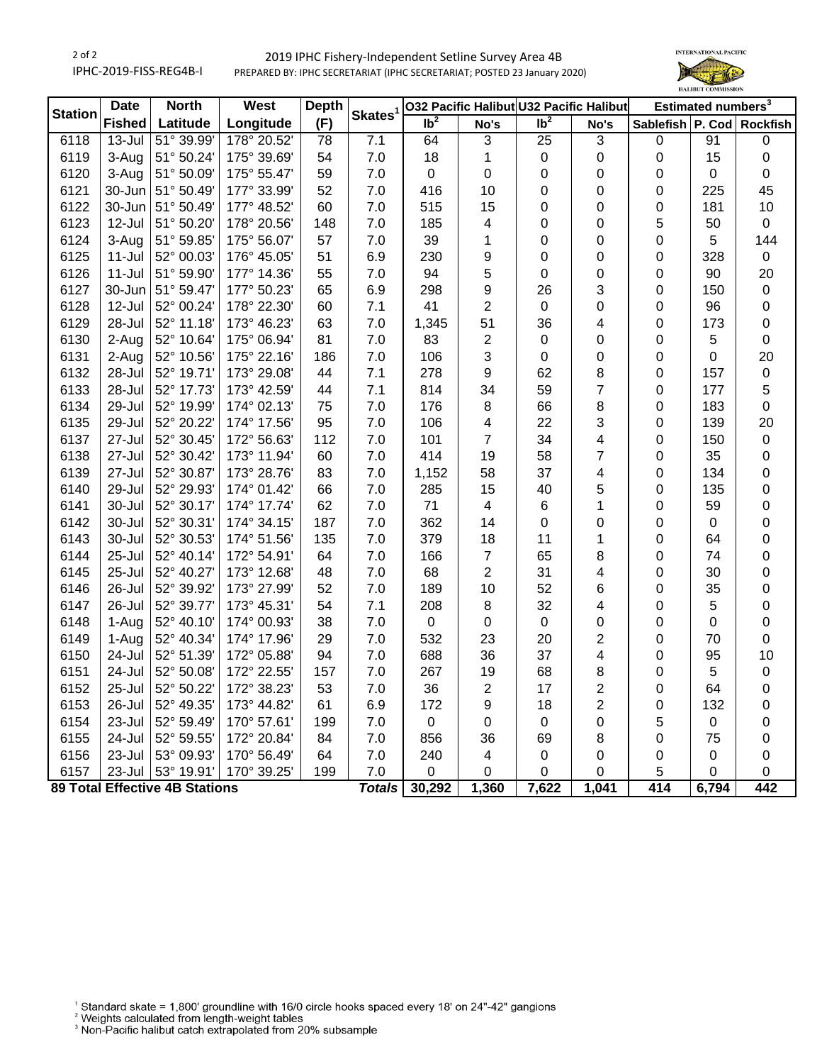IPHC-2019-FISS-REG4B-I

## 2019 IPHC Fishery-Independent Setline Survey Area 4B

PREPARED BY: IPHC SECRETARIAT (IPHC SECRETARIAT; POSTED 23 January 2020)

| Station | Date Fished | North Latitude | West Longitude | Depth (F) | Skates[1] | O32 Pacific Halibut lb[2] | O32 Pacific Halibut No's | U32 Pacific Halibut lb[2] | U32 Pacific Halibut No's | Estimated numbers[3] Sablefish | Estimated numbers[3] P. Cod | Estimated numbers[3] Rockfish |
|---|---|---|---|---|---|---|---|---|---|---|---|---|
| 6118 | 13-Jul | 51° 39.99' | 178° 20.52' | 78 | 7.1 | 64 | 3 | 25 | 3 | 0 | 91 | 0 |
| 6119 | 3-Aug | 51° 50.24' | 175° 39.69' | 54 | 7.0 | 18 | 1 | 0 | 0 | 0 | 15 | 0 |
| 6120 | 3-Aug | 51° 50.09' | 175° 55.47' | 59 | 7.0 | 0 | 0 | 0 | 0 | 0 | 0 | 0 |
| 6121 | 30-Jun | 51° 50.49' | 177° 33.99' | 52 | 7.0 | 416 | 10 | 0 | 0 | 0 | 225 | 45 |
| 6122 | 30-Jun | 51° 50.49' | 177° 48.52' | 60 | 7.0 | 515 | 15 | 0 | 0 | 0 | 181 | 10 |
| 6123 | 12-Jul | 51° 50.20' | 178° 20.56' | 148 | 7.0 | 185 | 4 | 0 | 0 | 5 | 50 | 0 |
| 6124 | 3-Aug | 51° 59.85' | 175° 56.07' | 57 | 7.0 | 39 | 1 | 0 | 0 | 0 | 5 | 144 |
| 6125 | 11-Jul | 52° 00.03' | 176° 45.05' | 51 | 6.9 | 230 | 9 | 0 | 0 | 0 | 328 | 0 |
| 6126 | 11-Jul | 51° 59.90' | 177° 14.36' | 55 | 7.0 | 94 | 5 | 0 | 0 | 0 | 90 | 20 |
| 6127 | 30-Jun | 51° 59.47' | 177° 50.23' | 65 | 6.9 | 298 | 9 | 26 | 3 | 0 | 150 | 0 |
| 6128 | 12-Jul | 52° 00.24' | 178° 22.30' | 60 | 7.1 | 41 | 2 | 0 | 0 | 0 | 96 | 0 |
| 6129 | 28-Jul | 52° 11.18' | 173° 46.23' | 63 | 7.0 | 1,345 | 51 | 36 | 4 | 0 | 173 | 0 |
| 6130 | 2-Aug | 52° 10.64' | 175° 06.94' | 81 | 7.0 | 83 | 2 | 0 | 0 | 0 | 5 | 0 |
| 6131 | 2-Aug | 52° 10.56' | 175° 22.16' | 186 | 7.0 | 106 | 3 | 0 | 0 | 0 | 0 | 20 |
| 6132 | 28-Jul | 52° 19.71' | 173° 29.08' | 44 | 7.1 | 278 | 9 | 62 | 8 | 0 | 157 | 0 |
| 6133 | 28-Jul | 52° 17.73' | 173° 42.59' | 44 | 7.1 | 814 | 34 | 59 | 7 | 0 | 177 | 5 |
| 6134 | 29-Jul | 52° 19.99' | 174° 02.13' | 75 | 7.0 | 176 | 8 | 66 | 8 | 0 | 183 | 0 |
| 6135 | 29-Jul | 52° 20.22' | 174° 17.56' | 95 | 7.0 | 106 | 4 | 22 | 3 | 0 | 139 | 20 |
| 6137 | 27-Jul | 52° 30.45' | 172° 56.63' | 112 | 7.0 | 101 | 7 | 34 | 4 | 0 | 150 | 0 |
| 6138 | 27-Jul | 52° 30.42' | 173° 11.94' | 60 | 7.0 | 414 | 19 | 58 | 7 | 0 | 35 | 0 |
| 6139 | 27-Jul | 52° 30.87' | 173° 28.76' | 83 | 7.0 | 1,152 | 58 | 37 | 4 | 0 | 134 | 0 |
| 6140 | 29-Jul | 52° 29.93' | 174° 01.42' | 66 | 7.0 | 285 | 15 | 40 | 5 | 0 | 135 | 0 |
| 6141 | 30-Jul | 52° 30.17' | 174° 17.74' | 62 | 7.0 | 71 | 4 | 6 | 1 | 0 | 59 | 0 |
| 6142 | 30-Jul | 52° 30.31' | 174° 34.15' | 187 | 7.0 | 362 | 14 | 0 | 0 | 0 | 0 | 0 |
| 6143 | 30-Jul | 52° 30.53' | 174° 51.56' | 135 | 7.0 | 379 | 18 | 11 | 1 | 0 | 64 | 0 |
| 6144 | 25-Jul | 52° 40.14' | 172° 54.91' | 64 | 7.0 | 166 | 7 | 65 | 8 | 0 | 74 | 0 |
| 6145 | 25-Jul | 52° 40.27' | 173° 12.68' | 48 | 7.0 | 68 | 2 | 31 | 4 | 0 | 30 | 0 |
| 6146 | 26-Jul | 52° 39.92' | 173° 27.99' | 52 | 7.0 | 189 | 10 | 52 | 6 | 0 | 35 | 0 |
| 6147 | 26-Jul | 52° 39.77' | 173° 45.31' | 54 | 7.1 | 208 | 8 | 32 | 4 | 0 | 5 | 0 |
| 6148 | 1-Aug | 52° 40.10' | 174° 00.93' | 38 | 7.0 | 0 | 0 | 0 | 0 | 0 | 0 | 0 |
| 6149 | 1-Aug | 52° 40.34' | 174° 17.96' | 29 | 7.0 | 532 | 23 | 20 | 2 | 0 | 70 | 0 |
| 6150 | 24-Jul | 52° 51.39' | 172° 05.88' | 94 | 7.0 | 688 | 36 | 37 | 4 | 0 | 95 | 10 |
| 6151 | 24-Jul | 52° 50.08' | 172° 22.55' | 157 | 7.0 | 267 | 19 | 68 | 8 | 0 | 5 | 0 |
| 6152 | 25-Jul | 52° 50.22' | 172° 38.23' | 53 | 7.0 | 36 | 2 | 17 | 2 | 0 | 64 | 0 |
| 6153 | 26-Jul | 52° 49.35' | 173° 44.82' | 61 | 6.9 | 172 | 9 | 18 | 2 | 0 | 132 | 0 |
| 6154 | 23-Jul | 52° 59.49' | 170° 57.61' | 199 | 7.0 | 0 | 0 | 0 | 0 | 5 | 0 | 0 |
| 6155 | 24-Jul | 52° 59.55' | 172° 20.84' | 84 | 7.0 | 856 | 36 | 69 | 8 | 0 | 75 | 0 |
| 6156 | 23-Jul | 53° 09.93' | 170° 56.49' | 64 | 7.0 | 240 | 4 | 0 | 0 | 0 | 0 | 0 |
| 6157 | 23-Jul | 53° 19.91' | 170° 39.25' | 199 | 7.0 | 0 | 0 | 0 | 0 | 5 | 0 | 0 |
| **89 Total Effective 4B Stations** | | | | | ***Totals*** | **30,292** | **1,360** | **7,622** | **1,041** | **414** | **6,794** | **442** |

[1] Standard skate = 1,800' groundline with 16/0 circle hooks spaced every 18' on 24"-42" gangions
[2] Weights calculated from length-weight tables
[3] Non-Pacific halibut catch extrapolated from 20% subsample